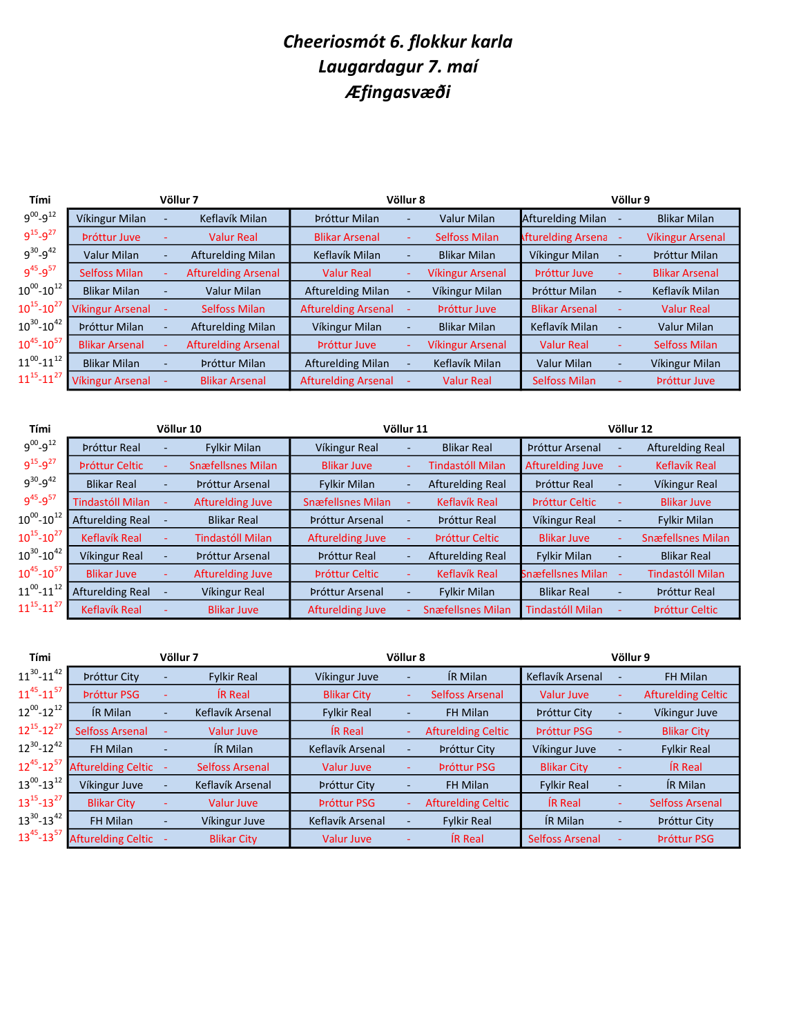# *Cheeriosmót 6. flokkur karla*
# *Laugardagur 7. maí*
# *Æfingasvæði*

| Tími | Völlur 7 | | | Völlur 8 | | | Völlur 9 | | |
|---|---|---|---|---|---|---|---|---|---|
| $9^{00}$-$9^{12}$ | Víkingur Milan | - | Keflavík Milan | Þróttur Milan | - | Valur Milan | Afturelding Milan | - | Blikar Milan |
| $9^{15}$-$9^{27}$ | Þróttur Juve | - | Valur Real | Blikar Arsenal | - | Selfoss Milan | Afturelding Arsenal | - | Víkingur Arsenal |
| $9^{30}$-$9^{42}$ | Valur Milan | - | Afturelding Milan | Keflavík Milan | - | Blikar Milan | Víkingur Milan | - | Þróttur Milan |
| $9^{45}$-$9^{57}$ | Selfoss Milan | - | Afturelding Arsenal | Valur Real | - | Víkingur Arsenal | Þróttur Juve | - | Blikar Arsenal |
| $10^{00}$-$10^{12}$ | Blikar Milan | - | Valur Milan | Afturelding Milan | - | Víkingur Milan | Þróttur Milan | - | Keflavík Milan |
| $10^{15}$-$10^{27}$ | Víkingur Arsenal | - | Selfoss Milan | Afturelding Arsenal | - | Þróttur Juve | Blikar Arsenal | - | Valur Real |
| $10^{30}$-$10^{42}$ | Þróttur Milan | - | Afturelding Milan | Víkingur Milan | - | Blikar Milan | Keflavík Milan | - | Valur Milan |
| $10^{45}$-$10^{57}$ | Blikar Arsenal | - | Afturelding Arsenal | Þróttur Juve | - | Víkingur Arsenal | Valur Real | - | Selfoss Milan |
| $11^{00}$-$11^{12}$ | Blikar Milan | - | Þróttur Milan | Afturelding Milan | - | Keflavík Milan | Valur Milan | - | Víkingur Milan |
| $11^{15}$-$11^{27}$ | Víkingur Arsenal | - | Blikar Arsenal | Afturelding Arsenal | - | Valur Real | Selfoss Milan | - | Þróttur Juve |

| Tími | Völlur 10 | | | Völlur 11 | | | Völlur 12 | | |
|---|---|---|---|---|---|---|---|---|---|
| $9^{00}$-$9^{12}$ | Þróttur Real | - | Fylkir Milan | Víkingur Real | - | Blikar Real | Þróttur Arsenal | - | Afturelding Real |
| $9^{15}$-$9^{27}$ | Þróttur Celtic | - | Snæfellsnes Milan | Blikar Juve | - | Tindastóll Milan | Afturelding Juve | - | Keflavík Real |
| $9^{30}$-$9^{42}$ | Blikar Real | - | Þróttur Arsenal | Fylkir Milan | - | Afturelding Real | Þróttur Real | - | Víkingur Real |
| $9^{45}$-$9^{57}$ | Tindastóll Milan | - | Afturelding Juve | Snæfellsnes Milan | - | Keflavík Real | Þróttur Celtic | - | Blikar Juve |
| $10^{00}$-$10^{12}$ | Afturelding Real | - | Blikar Real | Þróttur Arsenal | - | Þróttur Real | Víkingur Real | - | Fylkir Milan |
| $10^{15}$-$10^{27}$ | Keflavík Real | - | Tindastóll Milan | Afturelding Juve | - | Þróttur Celtic | Blikar Juve | - | Snæfellsnes Milan |
| $10^{30}$-$10^{42}$ | Víkingur Real | - | Þróttur Arsenal | Þróttur Real | - | Afturelding Real | Fylkir Milan | - | Blikar Real |
| $10^{45}$-$10^{57}$ | Blikar Juve | - | Afturelding Juve | Þróttur Celtic | - | Keflavík Real | Snæfellsnes Milan | - | Tindastóll Milan |
| $11^{00}$-$11^{12}$ | Afturelding Real | - | Víkingur Real | Þróttur Arsenal | - | Fylkir Milan | Blikar Real | - | Þróttur Real |
| $11^{15}$-$11^{27}$ | Keflavík Real | - | Blikar Juve | Afturelding Juve | - | Snæfellsnes Milan | Tindastóll Milan | - | Þróttur Celtic |

| Tími | Völlur 7 | | | Völlur 8 | | | Völlur 9 | | |
|---|---|---|---|---|---|---|---|---|---|
| $11^{30}$-$11^{42}$ | Þróttur City | - | Fylkir Real | Víkingur Juve | - | ÍR Milan | Keflavík Arsenal | - | FH Milan |
| $11^{45}$-$11^{57}$ | Þróttur PSG | - | ÍR Real | Blikar City | - | Selfoss Arsenal | Valur Juve | - | Afturelding Celtic |
| $12^{00}$-$12^{12}$ | ÍR Milan | - | Keflavík Arsenal | Fylkir Real | - | FH Milan | Þróttur City | - | Víkingur Juve |
| $12^{15}$-$12^{27}$ | Selfoss Arsenal | - | Valur Juve | ÍR Real | - | Afturelding Celtic | Þróttur PSG | - | Blikar City |
| $12^{30}$-$12^{42}$ | FH Milan | - | ÍR Milan | Keflavík Arsenal | - | Þróttur City | Víkingur Juve | - | Fylkir Real |
| $12^{45}$-$12^{57}$ | Afturelding Celtic | - | Selfoss Arsenal | Valur Juve | - | Þróttur PSG | Blikar City | - | ÍR Real |
| $13^{00}$-$13^{12}$ | Víkingur Juve | - | Keflavík Arsenal | Þróttur City | - | FH Milan | Fylkir Real | - | ÍR Milan |
| $13^{15}$-$13^{27}$ | Blikar City | - | Valur Juve | Þróttur PSG | - | Afturelding Celtic | ÍR Real | - | Selfoss Arsenal |
| $13^{30}$-$13^{42}$ | FH Milan | - | Víkingur Juve | Keflavík Arsenal | - | Fylkir Real | ÍR Milan | - | Þróttur City |
| $13^{45}$-$13^{57}$ | Afturelding Celtic | - | Blikar City | Valur Juve | - | ÍR Real | Selfoss Arsenal | - | Þróttur PSG |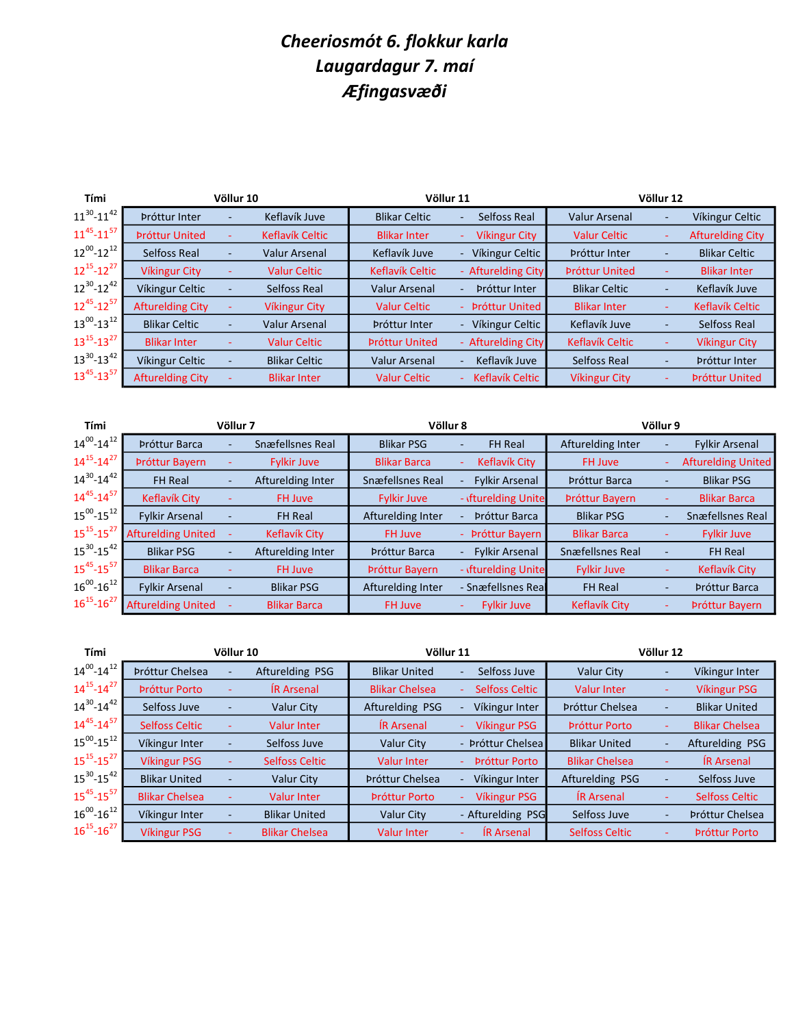# *Cheeriosmót 6. flokkur karla*
# *Laugardagur 7. maí*
# *Æfingasvæði*

| Tími | Völlur 10 | | | Völlur 11 | | | Völlur 12 | | |
|---|---|---|---|---|---|---|---|---|---|
| $11^{30}$-$11^{42}$ | Þróttur Inter | - | Keflavík Juve | Blikar Celtic | - | Selfoss Real | Valur Arsenal | - | Víkingur Celtic |
| $11^{45}$-$11^{57}$ | Þróttur United | - | Keflavík Celtic | Blikar Inter | - | Víkingur City | Valur Celtic | - | Afturelding City |
| $12^{00}$-$12^{12}$ | Selfoss Real | - | Valur Arsenal | Keflavík Juve | - | Víkingur Celtic | Þróttur Inter | - | Blikar Celtic |
| $12^{15}$-$12^{27}$ | Víkingur City | - | Valur Celtic | Keflavík Celtic | - | Afturelding City | Þróttur United | - | Blikar Inter |
| $12^{30}$-$12^{42}$ | Víkingur Celtic | - | Selfoss Real | Valur Arsenal | - | Þróttur Inter | Blikar Celtic | - | Keflavík Juve |
| $12^{45}$-$12^{57}$ | Afturelding City | - | Víkingur City | Valur Celtic | - | Þróttur United | Blikar Inter | - | Keflavík Celtic |
| $13^{00}$-$13^{12}$ | Blikar Celtic | - | Valur Arsenal | Þróttur Inter | - | Víkingur Celtic | Keflavík Juve | - | Selfoss Real |
| $13^{15}$-$13^{27}$ | Blikar Inter | - | Valur Celtic | Þróttur United | - | Afturelding City | Keflavík Celtic | - | Víkingur City |
| $13^{30}$-$13^{42}$ | Víkingur Celtic | - | Blikar Celtic | Valur Arsenal | - | Keflavík Juve | Selfoss Real | - | Þróttur Inter |
| $13^{45}$-$13^{57}$ | Afturelding City | - | Blikar Inter | Valur Celtic | - | Keflavík Celtic | Víkingur City | - | Þróttur United |

| Tími | Völlur 7 | | | Völlur 8 | | | Völlur 9 | | |
|---|---|---|---|---|---|---|---|---|---|
| $14^{00}$-$14^{12}$ | Þróttur Barca | - | Snæfellsnes Real | Blikar PSG | - | FH Real | Afturelding Inter | - | Fylkir Arsenal |
| $14^{15}$-$14^{27}$ | Þróttur Bayern | - | Fylkir Juve | Blikar Barca | - | Keflavík City | FH Juve | - | Afturelding United |
| $14^{30}$-$14^{42}$ | FH Real | - | Afturelding Inter | Snæfellsnes Real | - | Fylkir Arsenal | Þróttur Barca | - | Blikar PSG |
| $14^{45}$-$14^{57}$ | Keflavík City | - | FH Juve | Fylkir Juve | - | Afturelding United | Þróttur Bayern | - | Blikar Barca |
| $15^{00}$-$15^{12}$ | Fylkir Arsenal | - | FH Real | Afturelding Inter | - | Þróttur Barca | Blikar PSG | - | Snæfellsnes Real |
| $15^{15}$-$15^{27}$ | Afturelding United | - | Keflavík City | FH Juve | - | Þróttur Bayern | Blikar Barca | - | Fylkir Juve |
| $15^{30}$-$15^{42}$ | Blikar PSG | - | Afturelding Inter | Þróttur Barca | - | Fylkir Arsenal | Snæfellsnes Real | - | FH Real |
| $15^{45}$-$15^{57}$ | Blikar Barca | - | FH Juve | Þróttur Bayern | - | Afturelding United | Fylkir Juve | - | Keflavík City |
| $16^{00}$-$16^{12}$ | Fylkir Arsenal | - | Blikar PSG | Afturelding Inter | - | Snæfellsnes Real | FH Real | - | Þróttur Barca |
| $16^{15}$-$16^{27}$ | Afturelding United | - | Blikar Barca | FH Juve | - | Fylkir Juve | Keflavík City | - | Þróttur Bayern |

| Tími | Völlur 10 | | | Völlur 11 | | | Völlur 12 | | |
|---|---|---|---|---|---|---|---|---|---|
| $14^{00}$-$14^{12}$ | Þróttur Chelsea | - | Afturelding PSG | Blikar United | - | Selfoss Juve | Valur City | - | Víkingur Inter |
| $14^{15}$-$14^{27}$ | Þróttur Porto | - | ÍR Arsenal | Blikar Chelsea | - | Selfoss Celtic | Valur Inter | - | Víkingur PSG |
| $14^{30}$-$14^{42}$ | Selfoss Juve | - | Valur City | Afturelding PSG | - | Víkingur Inter | Þróttur Chelsea | - | Blikar United |
| $14^{45}$-$14^{57}$ | Selfoss Celtic | - | Valur Inter | ÍR Arsenal | - | Víkingur PSG | Þróttur Porto | - | Blikar Chelsea |
| $15^{00}$-$15^{12}$ | Víkingur Inter | - | Selfoss Juve | Valur City | - | Þróttur Chelsea | Blikar United | - | Afturelding PSG |
| $15^{15}$-$15^{27}$ | Víkingur PSG | - | Selfoss Celtic | Valur Inter | - | Þróttur Porto | Blikar Chelsea | - | ÍR Arsenal |
| $15^{30}$-$15^{42}$ | Blikar United | - | Valur City | Þróttur Chelsea | - | Víkingur Inter | Afturelding PSG | - | Selfoss Juve |
| $15^{45}$-$15^{57}$ | Blikar Chelsea | - | Valur Inter | Þróttur Porto | - | Víkingur PSG | ÍR Arsenal | - | Selfoss Celtic |
| $16^{00}$-$16^{12}$ | Víkingur Inter | - | Blikar United | Valur City | - | Afturelding PSG | Selfoss Juve | - | Þróttur Chelsea |
| $16^{15}$-$16^{27}$ | Víkingur PSG | - | Blikar Chelsea | Valur Inter | - | ÍR Arsenal | Selfoss Celtic | - | Þróttur Porto |